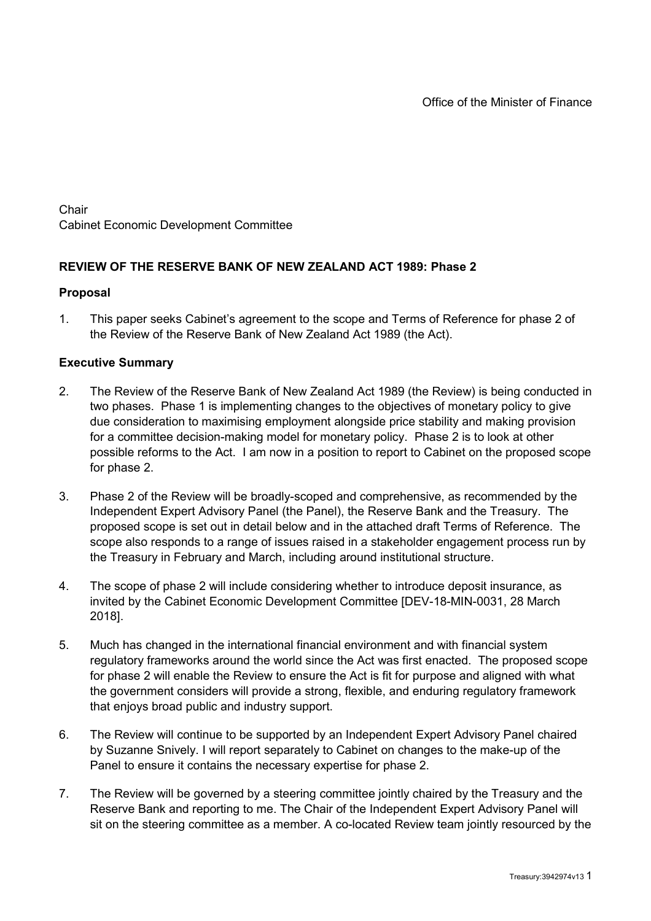Office of the Minister of Finance

Chair
Cabinet Economic Development Committee

**REVIEW OF THE RESERVE BANK OF NEW ZEALAND ACT 1989: Phase 2**

**Proposal**

1. This paper seeks Cabinet's agreement to the scope and Terms of Reference for phase 2 of the Review of the Reserve Bank of New Zealand Act 1989 (the Act).

**Executive Summary**

2. The Review of the Reserve Bank of New Zealand Act 1989 (the Review) is being conducted in two phases. Phase 1 is implementing changes to the objectives of monetary policy to give due consideration to maximising employment alongside price stability and making provision for a committee decision-making model for monetary policy. Phase 2 is to look at other possible reforms to the Act. I am now in a position to report to Cabinet on the proposed scope for phase 2.

3. Phase 2 of the Review will be broadly-scoped and comprehensive, as recommended by the Independent Expert Advisory Panel (the Panel), the Reserve Bank and the Treasury. The proposed scope is set out in detail below and in the attached draft Terms of Reference. The scope also responds to a range of issues raised in a stakeholder engagement process run by the Treasury in February and March, including around institutional structure.

4. The scope of phase 2 will include considering whether to introduce deposit insurance, as invited by the Cabinet Economic Development Committee [DEV-18-MIN-0031, 28 March 2018].

5. Much has changed in the international financial environment and with financial system regulatory frameworks around the world since the Act was first enacted. The proposed scope for phase 2 will enable the Review to ensure the Act is fit for purpose and aligned with what the government considers will provide a strong, flexible, and enduring regulatory framework that enjoys broad public and industry support.

6. The Review will continue to be supported by an Independent Expert Advisory Panel chaired by Suzanne Snively. I will report separately to Cabinet on changes to the make-up of the Panel to ensure it contains the necessary expertise for phase 2.

7. The Review will be governed by a steering committee jointly chaired by the Treasury and the Reserve Bank and reporting to me. The Chair of the Independent Expert Advisory Panel will sit on the steering committee as a member. A co-located Review team jointly resourced by the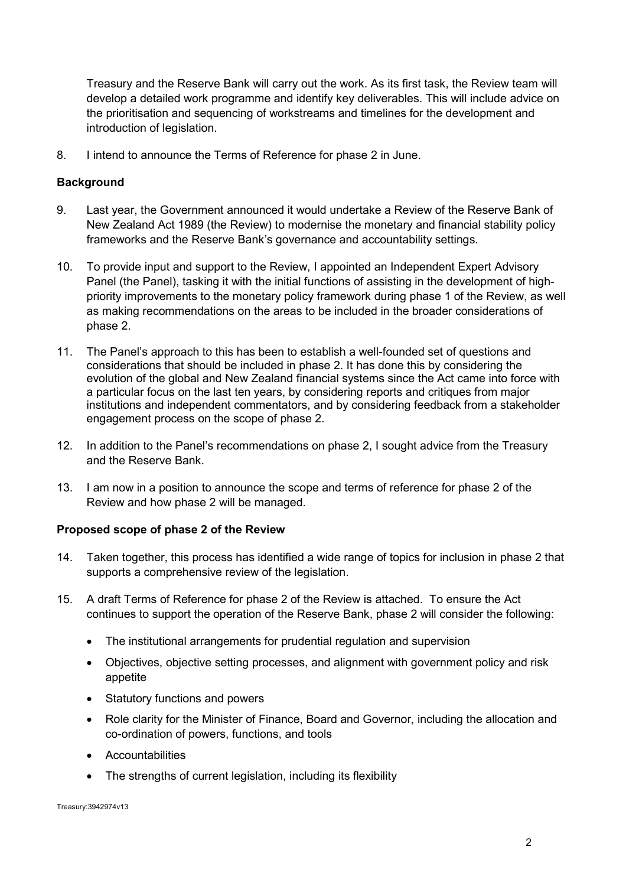Treasury and the Reserve Bank will carry out the work. As its first task, the Review team will develop a detailed work programme and identify key deliverables. This will include advice on the prioritisation and sequencing of workstreams and timelines for the development and introduction of legislation.

8. I intend to announce the Terms of Reference for phase 2 in June.

**Background**

9. Last year, the Government announced it would undertake a Review of the Reserve Bank of New Zealand Act 1989 (the Review) to modernise the monetary and financial stability policy frameworks and the Reserve Bank's governance and accountability settings.

10. To provide input and support to the Review, I appointed an Independent Expert Advisory Panel (the Panel), tasking it with the initial functions of assisting in the development of high-priority improvements to the monetary policy framework during phase 1 of the Review, as well as making recommendations on the areas to be included in the broader considerations of phase 2.

11. The Panel's approach to this has been to establish a well-founded set of questions and considerations that should be included in phase 2. It has done this by considering the evolution of the global and New Zealand financial systems since the Act came into force with a particular focus on the last ten years, by considering reports and critiques from major institutions and independent commentators, and by considering feedback from a stakeholder engagement process on the scope of phase 2.

12. In addition to the Panel's recommendations on phase 2, I sought advice from the Treasury and the Reserve Bank.

13. I am now in a position to announce the scope and terms of reference for phase 2 of the Review and how phase 2 will be managed.

**Proposed scope of phase 2 of the Review**

14. Taken together, this process has identified a wide range of topics for inclusion in phase 2 that supports a comprehensive review of the legislation.

15. A draft Terms of Reference for phase 2 of the Review is attached. To ensure the Act continues to support the operation of the Reserve Bank, phase 2 will consider the following:

    - The institutional arrangements for prudential regulation and supervision
    - Objectives, objective setting processes, and alignment with government policy and risk appetite
    - Statutory functions and powers
    - Role clarity for the Minister of Finance, Board and Governor, including the allocation and co-ordination of powers, functions, and tools
    - Accountabilities
    - The strengths of current legislation, including its flexibility

Treasury:3942974v13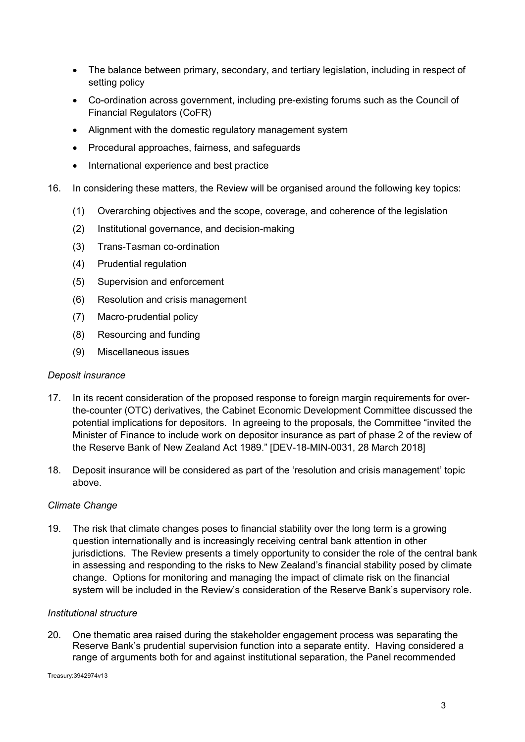- The balance between primary, secondary, and tertiary legislation, including in respect of setting policy
- Co-ordination across government, including pre-existing forums such as the Council of Financial Regulators (CoFR)
- Alignment with the domestic regulatory management system
- Procedural approaches, fairness, and safeguards
- International experience and best practice

16. In considering these matters, the Review will be organised around the following key topics:

    (1) Overarching objectives and the scope, coverage, and coherence of the legislation

    (2) Institutional governance, and decision-making

    (3) Trans-Tasman co-ordination

    (4) Prudential regulation

    (5) Supervision and enforcement

    (6) Resolution and crisis management

    (7) Macro-prudential policy

    (8) Resourcing and funding

    (9) Miscellaneous issues

*Deposit insurance*

17. In its recent consideration of the proposed response to foreign margin requirements for over-the-counter (OTC) derivatives, the Cabinet Economic Development Committee discussed the potential implications for depositors. In agreeing to the proposals, the Committee "invited the Minister of Finance to include work on depositor insurance as part of phase 2 of the review of the Reserve Bank of New Zealand Act 1989." [DEV-18-MIN-0031, 28 March 2018]

18. Deposit insurance will be considered as part of the 'resolution and crisis management' topic above.

*Climate Change*

19. The risk that climate changes poses to financial stability over the long term is a growing question internationally and is increasingly receiving central bank attention in other jurisdictions. The Review presents a timely opportunity to consider the role of the central bank in assessing and responding to the risks to New Zealand's financial stability posed by climate change. Options for monitoring and managing the impact of climate risk on the financial system will be included in the Review's consideration of the Reserve Bank's supervisory role.

*Institutional structure*

20. One thematic area raised during the stakeholder engagement process was separating the Reserve Bank's prudential supervision function into a separate entity. Having considered a range of arguments both for and against institutional separation, the Panel recommended

Treasury:3942974v13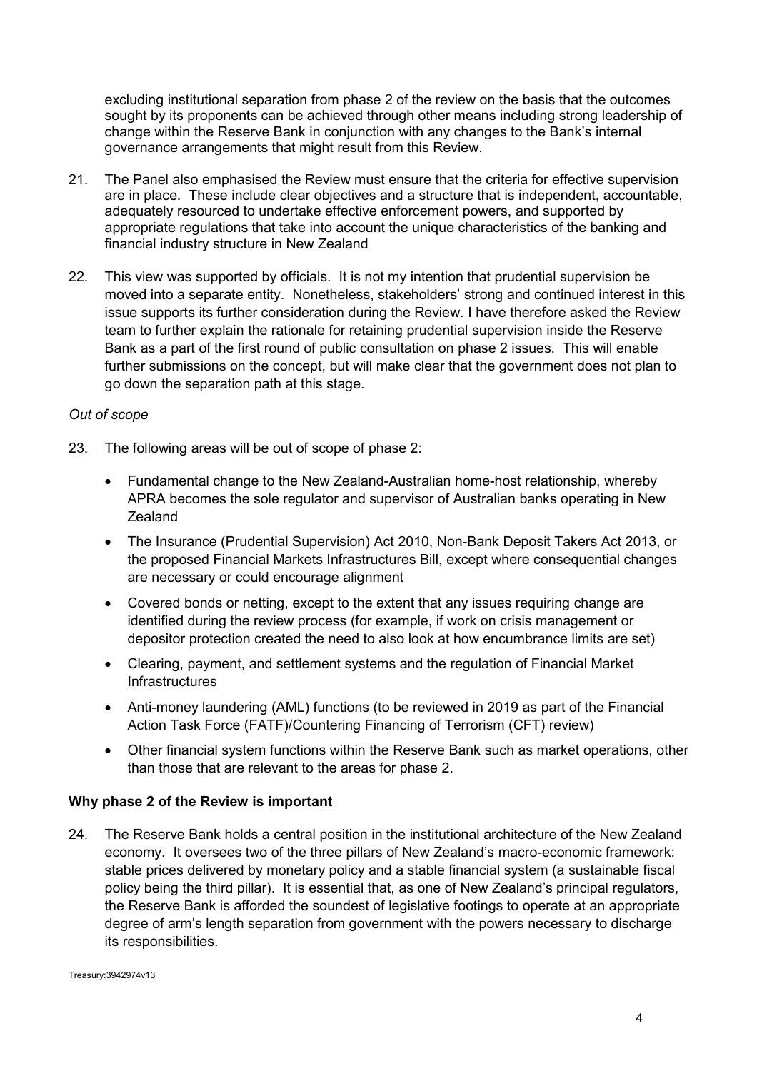excluding institutional separation from phase 2 of the review on the basis that the outcomes sought by its proponents can be achieved through other means including strong leadership of change within the Reserve Bank in conjunction with any changes to the Bank's internal governance arrangements that might result from this Review.

21. The Panel also emphasised the Review must ensure that the criteria for effective supervision are in place. These include clear objectives and a structure that is independent, accountable, adequately resourced to undertake effective enforcement powers, and supported by appropriate regulations that take into account the unique characteristics of the banking and financial industry structure in New Zealand

22. This view was supported by officials. It is not my intention that prudential supervision be moved into a separate entity. Nonetheless, stakeholders' strong and continued interest in this issue supports its further consideration during the Review. I have therefore asked the Review team to further explain the rationale for retaining prudential supervision inside the Reserve Bank as a part of the first round of public consultation on phase 2 issues. This will enable further submissions on the concept, but will make clear that the government does not plan to go down the separation path at this stage.

*Out of scope*

23. The following areas will be out of scope of phase 2:

    - Fundamental change to the New Zealand-Australian home-host relationship, whereby APRA becomes the sole regulator and supervisor of Australian banks operating in New Zealand
    - The Insurance (Prudential Supervision) Act 2010, Non-Bank Deposit Takers Act 2013, or the proposed Financial Markets Infrastructures Bill, except where consequential changes are necessary or could encourage alignment
    - Covered bonds or netting, except to the extent that any issues requiring change are identified during the review process (for example, if work on crisis management or depositor protection created the need to also look at how encumbrance limits are set)
    - Clearing, payment, and settlement systems and the regulation of Financial Market Infrastructures
    - Anti-money laundering (AML) functions (to be reviewed in 2019 as part of the Financial Action Task Force (FATF)/Countering Financing of Terrorism (CFT) review)
    - Other financial system functions within the Reserve Bank such as market operations, other than those that are relevant to the areas for phase 2.

**Why phase 2 of the Review is important**

24. The Reserve Bank holds a central position in the institutional architecture of the New Zealand economy. It oversees two of the three pillars of New Zealand's macro-economic framework: stable prices delivered by monetary policy and a stable financial system (a sustainable fiscal policy being the third pillar). It is essential that, as one of New Zealand's principal regulators, the Reserve Bank is afforded the soundest of legislative footings to operate at an appropriate degree of arm's length separation from government with the powers necessary to discharge its responsibilities.

Treasury:3942974v13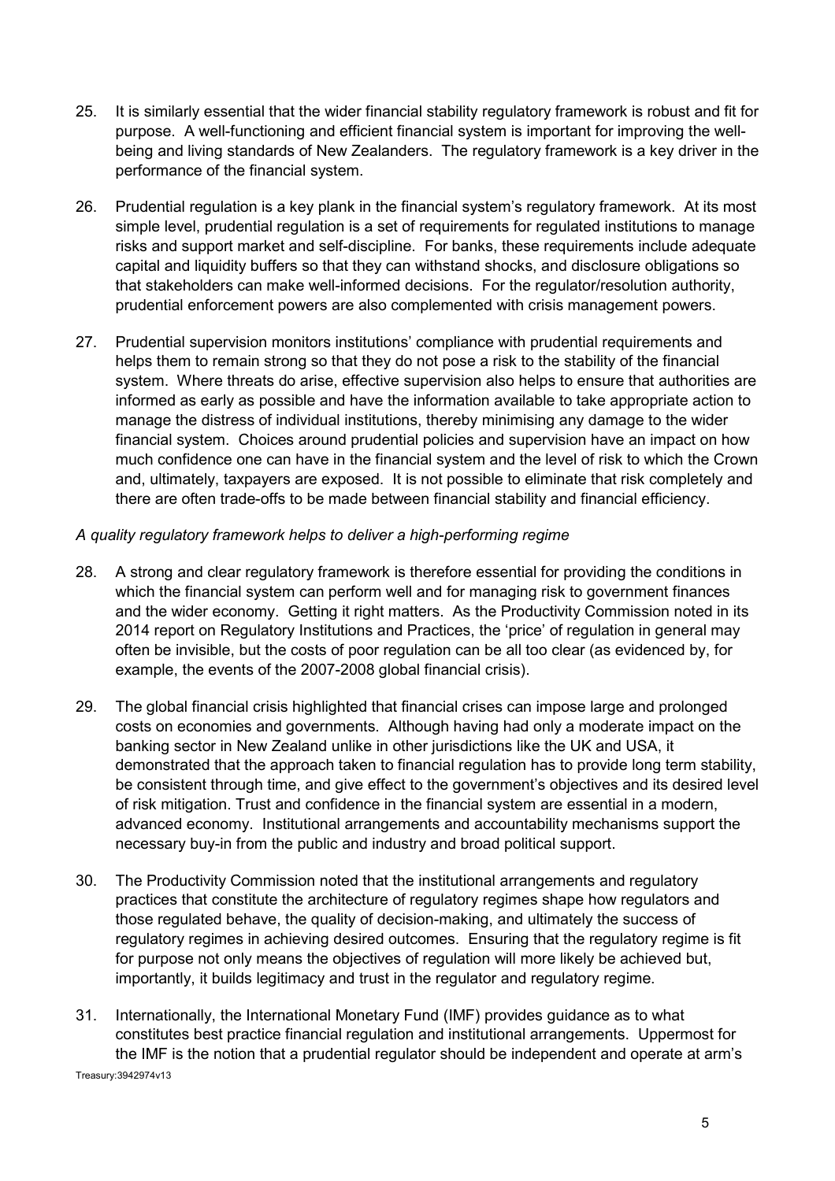25. It is similarly essential that the wider financial stability regulatory framework is robust and fit for purpose. A well-functioning and efficient financial system is important for improving the well-being and living standards of New Zealanders. The regulatory framework is a key driver in the performance of the financial system.

26. Prudential regulation is a key plank in the financial system's regulatory framework. At its most simple level, prudential regulation is a set of requirements for regulated institutions to manage risks and support market and self-discipline. For banks, these requirements include adequate capital and liquidity buffers so that they can withstand shocks, and disclosure obligations so that stakeholders can make well-informed decisions. For the regulator/resolution authority, prudential enforcement powers are also complemented with crisis management powers.

27. Prudential supervision monitors institutions' compliance with prudential requirements and helps them to remain strong so that they do not pose a risk to the stability of the financial system. Where threats do arise, effective supervision also helps to ensure that authorities are informed as early as possible and have the information available to take appropriate action to manage the distress of individual institutions, thereby minimising any damage to the wider financial system. Choices around prudential policies and supervision have an impact on how much confidence one can have in the financial system and the level of risk to which the Crown and, ultimately, taxpayers are exposed. It is not possible to eliminate that risk completely and there are often trade-offs to be made between financial stability and financial efficiency.

*A quality regulatory framework helps to deliver a high-performing regime*

28. A strong and clear regulatory framework is therefore essential for providing the conditions in which the financial system can perform well and for managing risk to government finances and the wider economy. Getting it right matters. As the Productivity Commission noted in its 2014 report on Regulatory Institutions and Practices, the 'price' of regulation in general may often be invisible, but the costs of poor regulation can be all too clear (as evidenced by, for example, the events of the 2007-2008 global financial crisis).

29. The global financial crisis highlighted that financial crises can impose large and prolonged costs on economies and governments. Although having had only a moderate impact on the banking sector in New Zealand unlike in other jurisdictions like the UK and USA, it demonstrated that the approach taken to financial regulation has to provide long term stability, be consistent through time, and give effect to the government's objectives and its desired level of risk mitigation. Trust and confidence in the financial system are essential in a modern, advanced economy. Institutional arrangements and accountability mechanisms support the necessary buy-in from the public and industry and broad political support.

30. The Productivity Commission noted that the institutional arrangements and regulatory practices that constitute the architecture of regulatory regimes shape how regulators and those regulated behave, the quality of decision-making, and ultimately the success of regulatory regimes in achieving desired outcomes. Ensuring that the regulatory regime is fit for purpose not only means the objectives of regulation will more likely be achieved but, importantly, it builds legitimacy and trust in the regulator and regulatory regime.

31. Internationally, the International Monetary Fund (IMF) provides guidance as to what constitutes best practice financial regulation and institutional arrangements. Uppermost for the IMF is the notion that a prudential regulator should be independent and operate at arm's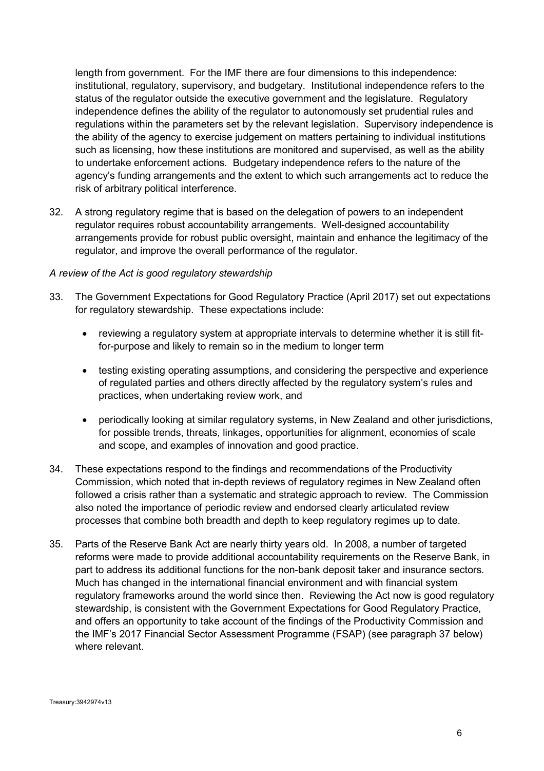length from government. For the IMF there are four dimensions to this independence: institutional, regulatory, supervisory, and budgetary. Institutional independence refers to the status of the regulator outside the executive government and the legislature. Regulatory independence defines the ability of the regulator to autonomously set prudential rules and regulations within the parameters set by the relevant legislation. Supervisory independence is the ability of the agency to exercise judgement on matters pertaining to individual institutions such as licensing, how these institutions are monitored and supervised, as well as the ability to undertake enforcement actions. Budgetary independence refers to the nature of the agency's funding arrangements and the extent to which such arrangements act to reduce the risk of arbitrary political interference.

32. A strong regulatory regime that is based on the delegation of powers to an independent regulator requires robust accountability arrangements. Well-designed accountability arrangements provide for robust public oversight, maintain and enhance the legitimacy of the regulator, and improve the overall performance of the regulator.

*A review of the Act is good regulatory stewardship*

33. The Government Expectations for Good Regulatory Practice (April 2017) set out expectations for regulatory stewardship. These expectations include:

    - reviewing a regulatory system at appropriate intervals to determine whether it is still fit-for-purpose and likely to remain so in the medium to longer term
    - testing existing operating assumptions, and considering the perspective and experience of regulated parties and others directly affected by the regulatory system's rules and practices, when undertaking review work, and
    - periodically looking at similar regulatory systems, in New Zealand and other jurisdictions, for possible trends, threats, linkages, opportunities for alignment, economies of scale and scope, and examples of innovation and good practice.

34. These expectations respond to the findings and recommendations of the Productivity Commission, which noted that in-depth reviews of regulatory regimes in New Zealand often followed a crisis rather than a systematic and strategic approach to review. The Commission also noted the importance of periodic review and endorsed clearly articulated review processes that combine both breadth and depth to keep regulatory regimes up to date.

35. Parts of the Reserve Bank Act are nearly thirty years old. In 2008, a number of targeted reforms were made to provide additional accountability requirements on the Reserve Bank, in part to address its additional functions for the non-bank deposit taker and insurance sectors. Much has changed in the international financial environment and with financial system regulatory frameworks around the world since then. Reviewing the Act now is good regulatory stewardship, is consistent with the Government Expectations for Good Regulatory Practice, and offers an opportunity to take account of the findings of the Productivity Commission and the IMF's 2017 Financial Sector Assessment Programme (FSAP) (see paragraph 37 below) where relevant.

Treasury:3942974v13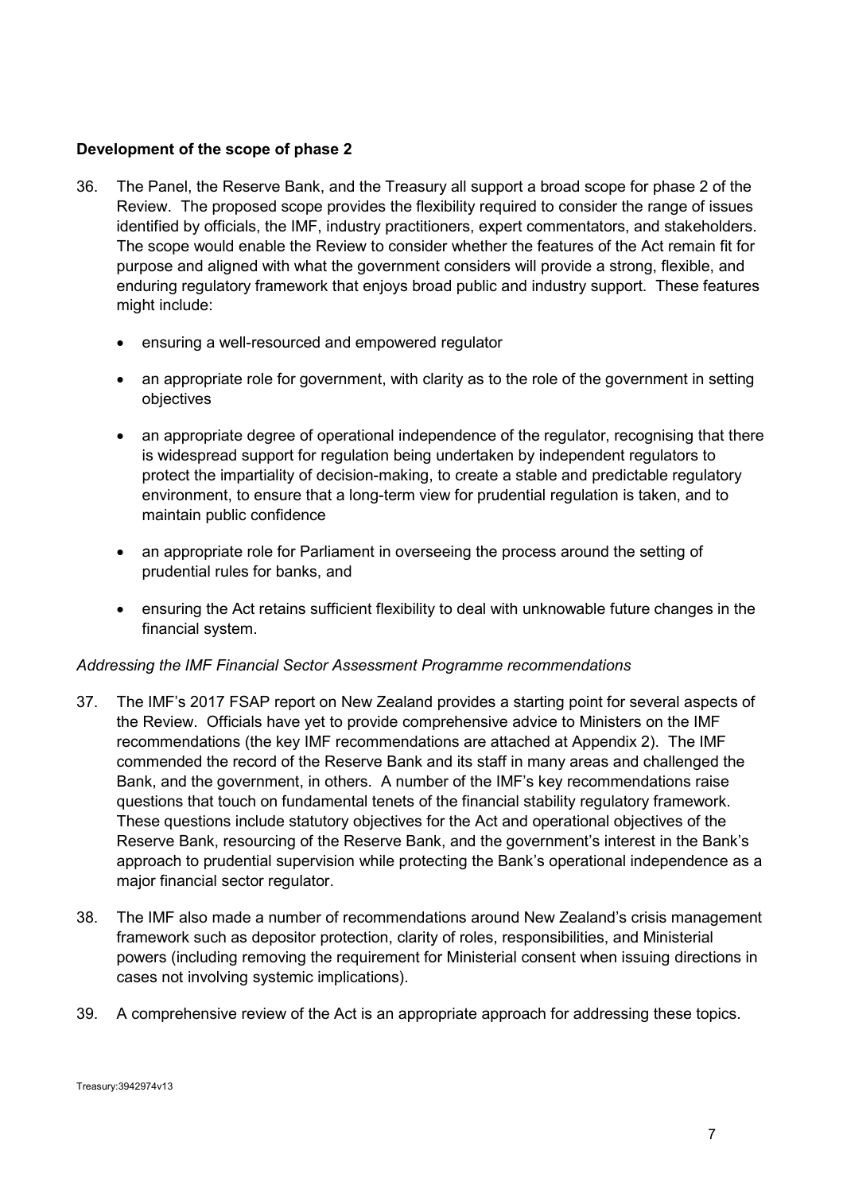**Development of the scope of phase 2**

36. The Panel, the Reserve Bank, and the Treasury all support a broad scope for phase 2 of the Review. The proposed scope provides the flexibility required to consider the range of issues identified by officials, the IMF, industry practitioners, expert commentators, and stakeholders. The scope would enable the Review to consider whether the features of the Act remain fit for purpose and aligned with what the government considers will provide a strong, flexible, and enduring regulatory framework that enjoys broad public and industry support. These features might include:

    - ensuring a well-resourced and empowered regulator
    - an appropriate role for government, with clarity as to the role of the government in setting objectives
    - an appropriate degree of operational independence of the regulator, recognising that there is widespread support for regulation being undertaken by independent regulators to protect the impartiality of decision-making, to create a stable and predictable regulatory environment, to ensure that a long-term view for prudential regulation is taken, and to maintain public confidence
    - an appropriate role for Parliament in overseeing the process around the setting of prudential rules for banks, and
    - ensuring the Act retains sufficient flexibility to deal with unknowable future changes in the financial system.

*Addressing the IMF Financial Sector Assessment Programme recommendations*

37. The IMF's 2017 FSAP report on New Zealand provides a starting point for several aspects of the Review. Officials have yet to provide comprehensive advice to Ministers on the IMF recommendations (the key IMF recommendations are attached at Appendix 2). The IMF commended the record of the Reserve Bank and its staff in many areas and challenged the Bank, and the government, in others. A number of the IMF's key recommendations raise questions that touch on fundamental tenets of the financial stability regulatory framework. These questions include statutory objectives for the Act and operational objectives of the Reserve Bank, resourcing of the Reserve Bank, and the government's interest in the Bank's approach to prudential supervision while protecting the Bank's operational independence as a major financial sector regulator.

38. The IMF also made a number of recommendations around New Zealand's crisis management framework such as depositor protection, clarity of roles, responsibilities, and Ministerial powers (including removing the requirement for Ministerial consent when issuing directions in cases not involving systemic implications).

39. A comprehensive review of the Act is an appropriate approach for addressing these topics.

Treasury:3942974v13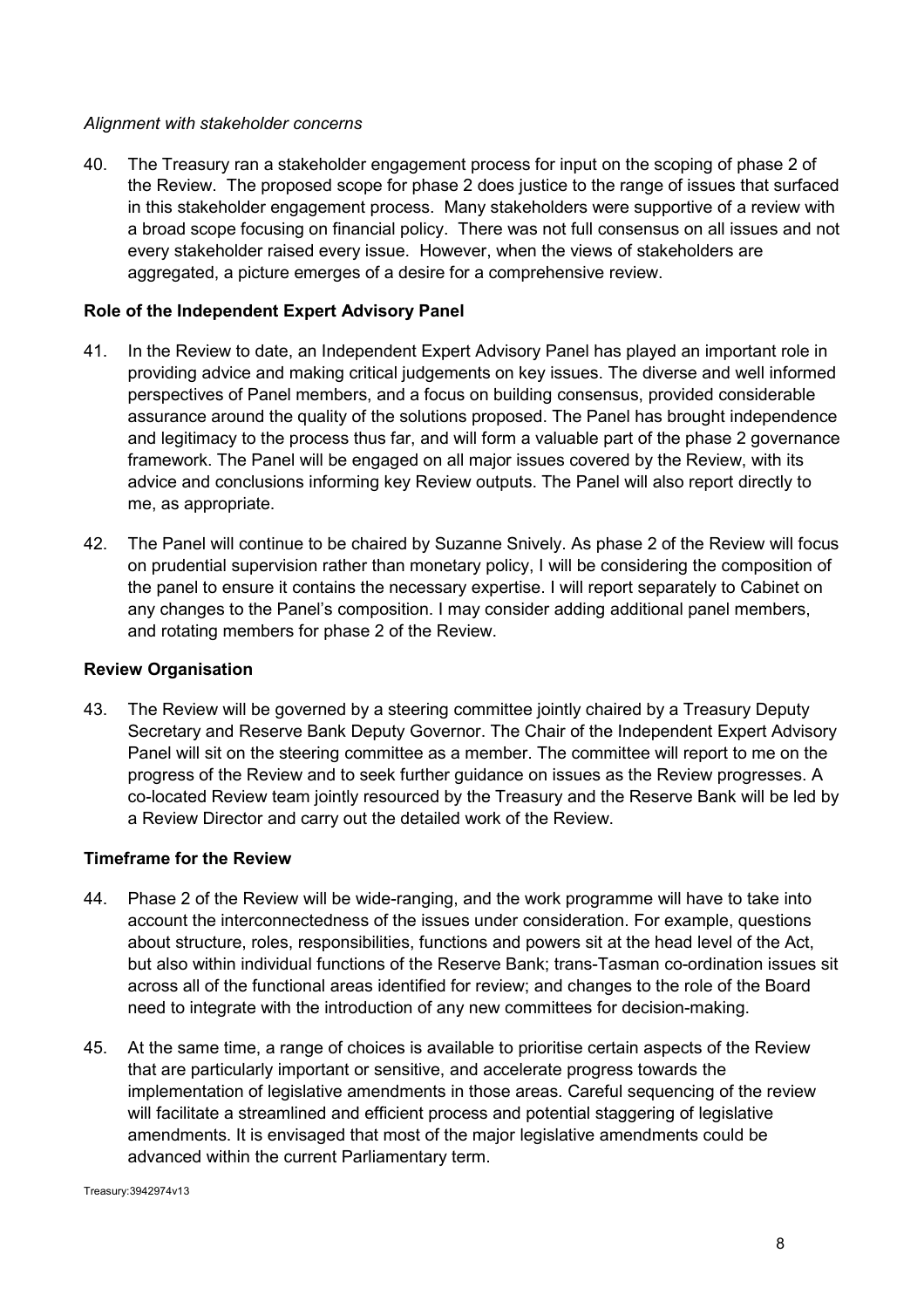*Alignment with stakeholder concerns*

40. The Treasury ran a stakeholder engagement process for input on the scoping of phase 2 of the Review. The proposed scope for phase 2 does justice to the range of issues that surfaced in this stakeholder engagement process. Many stakeholders were supportive of a review with a broad scope focusing on financial policy. There was not full consensus on all issues and not every stakeholder raised every issue. However, when the views of stakeholders are aggregated, a picture emerges of a desire for a comprehensive review.

**Role of the Independent Expert Advisory Panel**

41. In the Review to date, an Independent Expert Advisory Panel has played an important role in providing advice and making critical judgements on key issues. The diverse and well informed perspectives of Panel members, and a focus on building consensus, provided considerable assurance around the quality of the solutions proposed. The Panel has brought independence and legitimacy to the process thus far, and will form a valuable part of the phase 2 governance framework. The Panel will be engaged on all major issues covered by the Review, with its advice and conclusions informing key Review outputs. The Panel will also report directly to me, as appropriate.

42. The Panel will continue to be chaired by Suzanne Snively. As phase 2 of the Review will focus on prudential supervision rather than monetary policy, I will be considering the composition of the panel to ensure it contains the necessary expertise. I will report separately to Cabinet on any changes to the Panel's composition. I may consider adding additional panel members, and rotating members for phase 2 of the Review.

**Review Organisation**

43. The Review will be governed by a steering committee jointly chaired by a Treasury Deputy Secretary and Reserve Bank Deputy Governor. The Chair of the Independent Expert Advisory Panel will sit on the steering committee as a member. The committee will report to me on the progress of the Review and to seek further guidance on issues as the Review progresses. A co-located Review team jointly resourced by the Treasury and the Reserve Bank will be led by a Review Director and carry out the detailed work of the Review.

**Timeframe for the Review**

44. Phase 2 of the Review will be wide-ranging, and the work programme will have to take into account the interconnectedness of the issues under consideration. For example, questions about structure, roles, responsibilities, functions and powers sit at the head level of the Act, but also within individual functions of the Reserve Bank; trans-Tasman co-ordination issues sit across all of the functional areas identified for review; and changes to the role of the Board need to integrate with the introduction of any new committees for decision-making.

45. At the same time, a range of choices is available to prioritise certain aspects of the Review that are particularly important or sensitive, and accelerate progress towards the implementation of legislative amendments in those areas. Careful sequencing of the review will facilitate a streamlined and efficient process and potential staggering of legislative amendments. It is envisaged that most of the major legislative amendments could be advanced within the current Parliamentary term.

Treasury:3942974v13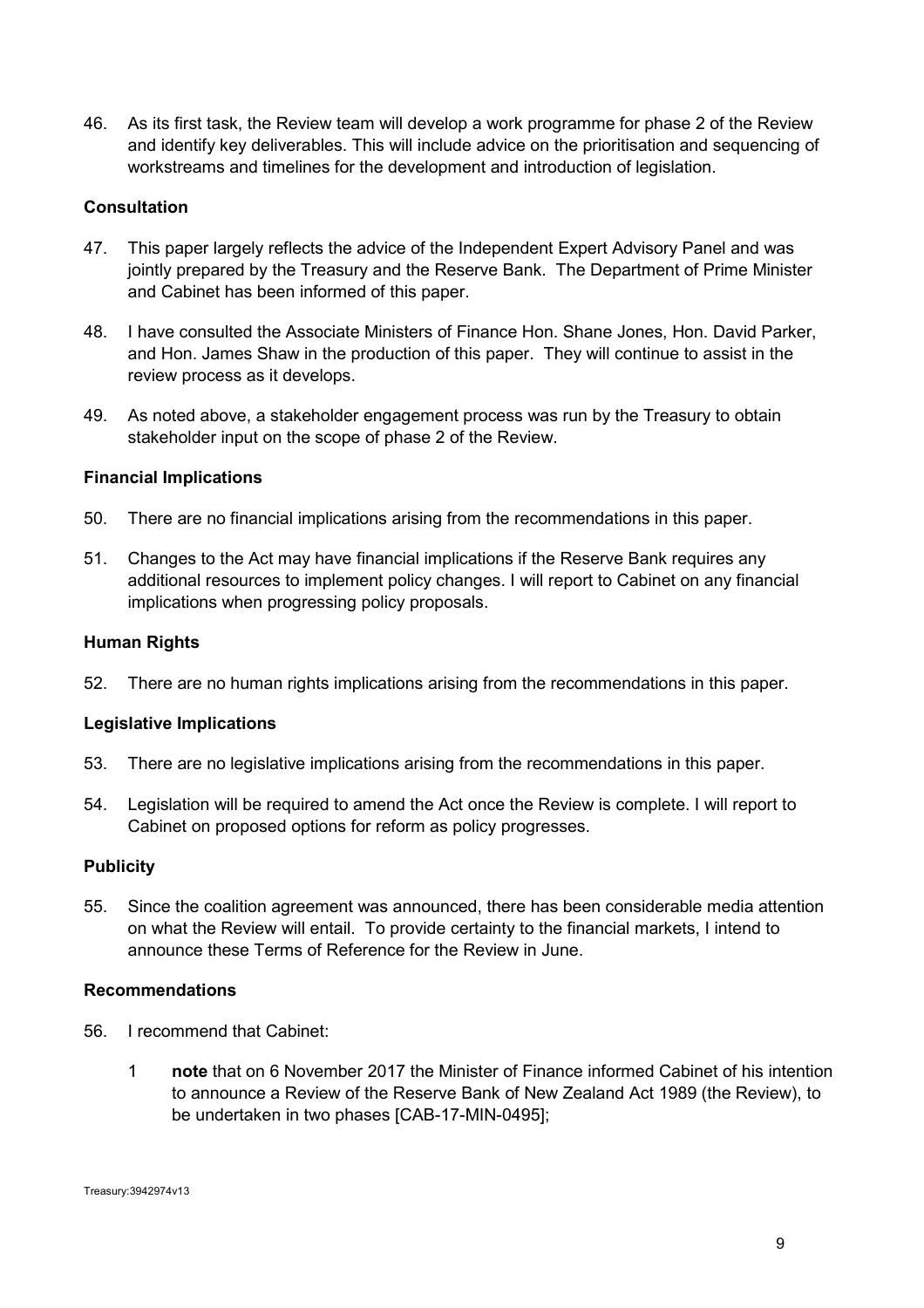46. As its first task, the Review team will develop a work programme for phase 2 of the Review and identify key deliverables. This will include advice on the prioritisation and sequencing of workstreams and timelines for the development and introduction of legislation.

### Consultation

47. This paper largely reflects the advice of the Independent Expert Advisory Panel and was jointly prepared by the Treasury and the Reserve Bank. The Department of Prime Minister and Cabinet has been informed of this paper.

48. I have consulted the Associate Ministers of Finance Hon. Shane Jones, Hon. David Parker, and Hon. James Shaw in the production of this paper. They will continue to assist in the review process as it develops.

49. As noted above, a stakeholder engagement process was run by the Treasury to obtain stakeholder input on the scope of phase 2 of the Review.

### Financial Implications

50. There are no financial implications arising from the recommendations in this paper.

51. Changes to the Act may have financial implications if the Reserve Bank requires any additional resources to implement policy changes. I will report to Cabinet on any financial implications when progressing policy proposals.

### Human Rights

52. There are no human rights implications arising from the recommendations in this paper.

### Legislative Implications

53. There are no legislative implications arising from the recommendations in this paper.

54. Legislation will be required to amend the Act once the Review is complete. I will report to Cabinet on proposed options for reform as policy progresses.

### Publicity

55. Since the coalition agreement was announced, there has been considerable media attention on what the Review will entail. To provide certainty to the financial markets, I intend to announce these Terms of Reference for the Review in June.

### Recommendations

56. I recommend that Cabinet:

    1 **note** that on 6 November 2017 the Minister of Finance informed Cabinet of his intention to announce a Review of the Reserve Bank of New Zealand Act 1989 (the Review), to be undertaken in two phases [CAB-17-MIN-0495];

Treasury:3942974v13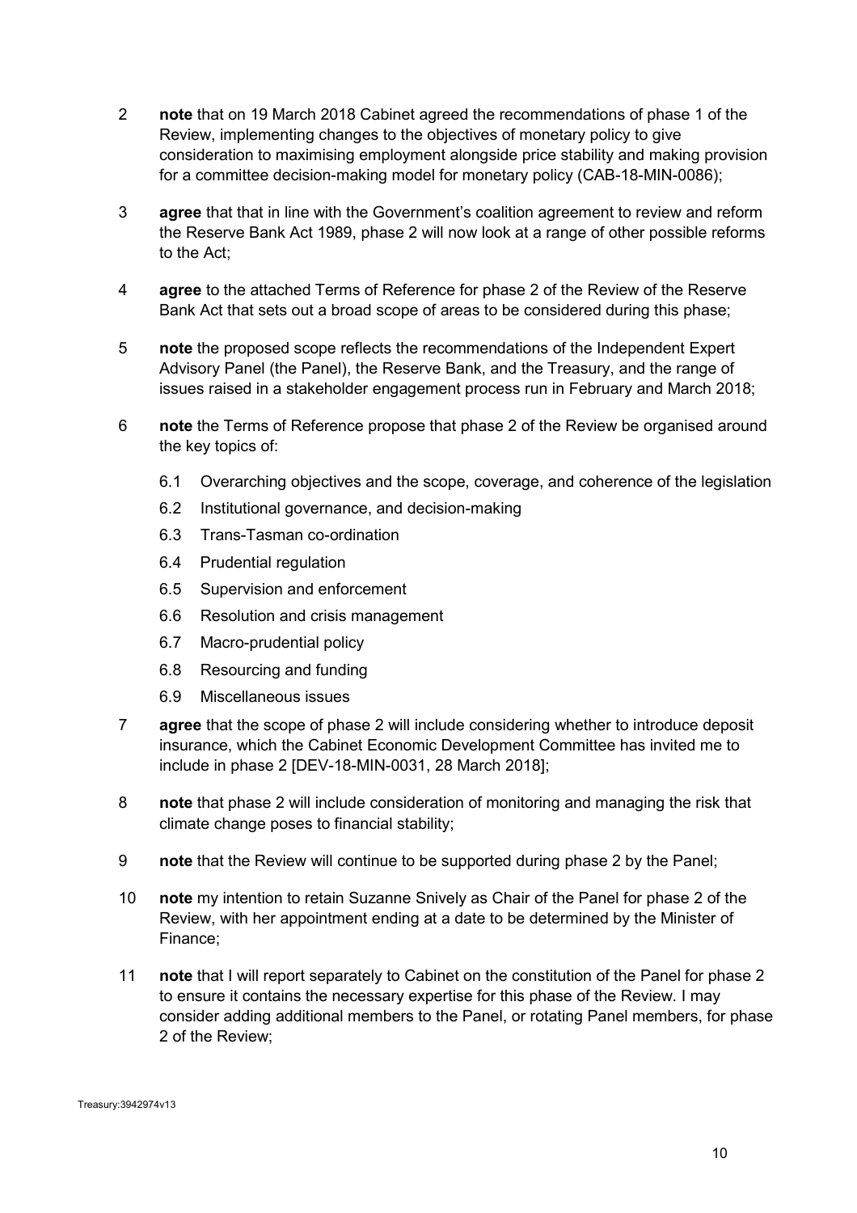2 **note** that on 19 March 2018 Cabinet agreed the recommendations of phase 1 of the Review, implementing changes to the objectives of monetary policy to give consideration to maximising employment alongside price stability and making provision for a committee decision-making model for monetary policy (CAB-18-MIN-0086);

3 **agree** that that in line with the Government's coalition agreement to review and reform the Reserve Bank Act 1989, phase 2 will now look at a range of other possible reforms to the Act;

4 **agree** to the attached Terms of Reference for phase 2 of the Review of the Reserve Bank Act that sets out a broad scope of areas to be considered during this phase;

5 **note** the proposed scope reflects the recommendations of the Independent Expert Advisory Panel (the Panel), the Reserve Bank, and the Treasury, and the range of issues raised in a stakeholder engagement process run in February and March 2018;

6 **note** the Terms of Reference propose that phase 2 of the Review be organised around the key topics of:

- 6.1 Overarching objectives and the scope, coverage, and coherence of the legislation
- 6.2 Institutional governance, and decision-making
- 6.3 Trans-Tasman co-ordination
- 6.4 Prudential regulation
- 6.5 Supervision and enforcement
- 6.6 Resolution and crisis management
- 6.7 Macro-prudential policy
- 6.8 Resourcing and funding
- 6.9 Miscellaneous issues

7 **agree** that the scope of phase 2 will include considering whether to introduce deposit insurance, which the Cabinet Economic Development Committee has invited me to include in phase 2 [DEV-18-MIN-0031, 28 March 2018];

8 **note** that phase 2 will include consideration of monitoring and managing the risk that climate change poses to financial stability;

9 **note** that the Review will continue to be supported during phase 2 by the Panel;

10 **note** my intention to retain Suzanne Snively as Chair of the Panel for phase 2 of the Review, with her appointment ending at a date to be determined by the Minister of Finance;

11 **note** that I will report separately to Cabinet on the constitution of the Panel for phase 2 to ensure it contains the necessary expertise for this phase of the Review. I may consider adding additional members to the Panel, or rotating Panel members, for phase 2 of the Review;

Treasury:3942974v13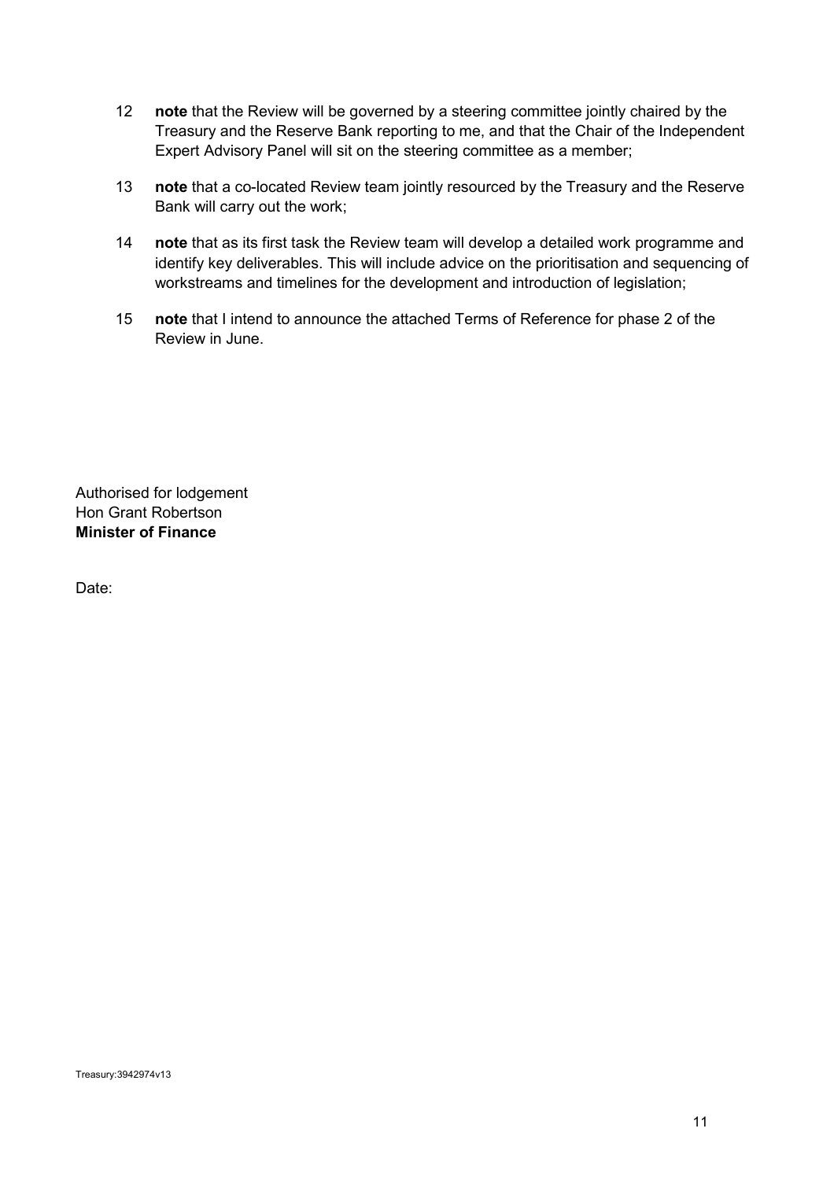12 **note** that the Review will be governed by a steering committee jointly chaired by the Treasury and the Reserve Bank reporting to me, and that the Chair of the Independent Expert Advisory Panel will sit on the steering committee as a member;

13 **note** that a co-located Review team jointly resourced by the Treasury and the Reserve Bank will carry out the work;

14 **note** that as its first task the Review team will develop a detailed work programme and identify key deliverables. This will include advice on the prioritisation and sequencing of workstreams and timelines for the development and introduction of legislation;

15 **note** that I intend to announce the attached Terms of Reference for phase 2 of the Review in June.

Authorised for lodgement
Hon Grant Robertson
**Minister of Finance**

Date:

Treasury:3942974v13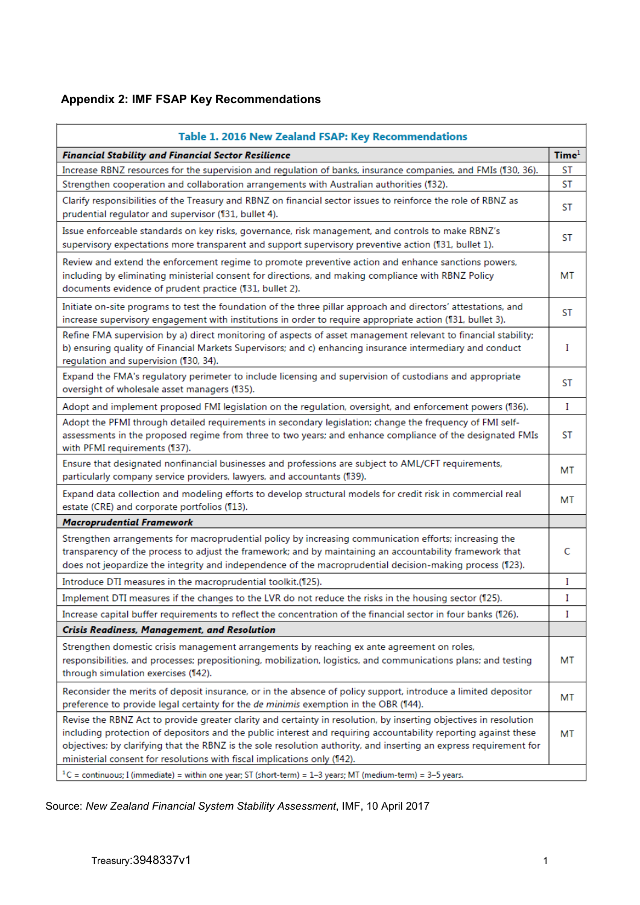## Appendix 2: IMF FSAP Key Recommendations

| Table 1. 2016 New Zealand FSAP: Key Recommendations | |
|---|---|
| ***Financial Stability and Financial Sector Resilience*** | **Time**[1] |
| Increase RBNZ resources for the supervision and regulation of banks, insurance companies, and FMIs (¶30, 36). | ST |
| Strengthen cooperation and collaboration arrangements with Australian authorities (¶32). | ST |
| Clarify responsibilities of the Treasury and RBNZ on financial sector issues to reinforce the role of RBNZ as prudential regulator and supervisor (¶31, bullet 4). | ST |
| Issue enforceable standards on key risks, governance, risk management, and controls to make RBNZ's supervisory expectations more transparent and support supervisory preventive action (¶31, bullet 1). | ST |
| Review and extend the enforcement regime to promote preventive action and enhance sanctions powers, including by eliminating ministerial consent for directions, and making compliance with RBNZ Policy documents evidence of prudent practice (¶31, bullet 2). | MT |
| Initiate on-site programs to test the foundation of the three pillar approach and directors' attestations, and increase supervisory engagement with institutions in order to require appropriate action (¶31, bullet 3). | ST |
| Refine FMA supervision by a) direct monitoring of aspects of asset management relevant to financial stability; b) ensuring quality of Financial Markets Supervisors; and c) enhancing insurance intermediary and conduct regulation and supervision (¶30, 34). | I |
| Expand the FMA's regulatory perimeter to include licensing and supervision of custodians and appropriate oversight of wholesale asset managers (¶35). | ST |
| Adopt and implement proposed FMI legislation on the regulation, oversight, and enforcement powers (¶36). | I |
| Adopt the PFMI through detailed requirements in secondary legislation; change the frequency of FMI self-assessments in the proposed regime from three to two years; and enhance compliance of the designated FMIs with PFMI requirements (¶37). | ST |
| Ensure that designated nonfinancial businesses and professions are subject to AML/CFT requirements, particularly company service providers, lawyers, and accountants (¶39). | MT |
| Expand data collection and modeling efforts to develop structural models for credit risk in commercial real estate (CRE) and corporate portfolios (¶13). | MT |
| ***Macroprudential Framework*** | |
| Strengthen arrangements for macroprudential policy by increasing communication efforts; increasing the transparency of the process to adjust the framework; and by maintaining an accountability framework that does not jeopardize the integrity and independence of the macroprudential decision-making process (¶23). | C |
| Introduce DTI measures in the macroprudential toolkit.(¶25). | I |
| Implement DTI measures if the changes to the LVR do not reduce the risks in the housing sector (¶25). | I |
| Increase capital buffer requirements to reflect the concentration of the financial sector in four banks (¶26). | I |
| ***Crisis Readiness, Management, and Resolution*** | |
| Strengthen domestic crisis management arrangements by reaching ex ante agreement on roles, responsibilities, and processes; prepositioning, mobilization, logistics, and communications plans; and testing through simulation exercises (¶42). | MT |
| Reconsider the merits of deposit insurance, or in the absence of policy support, introduce a limited depositor preference to provide legal certainty for the *de minimis* exemption in the OBR (¶44). | MT |
| Revise the RBNZ Act to provide greater clarity and certainty in resolution, by inserting objectives in resolution including protection of depositors and the public interest and requiring accountability reporting against these objectives; by clarifying that the RBNZ is the sole resolution authority, and inserting an express requirement for ministerial consent for resolutions with fiscal implications only (¶42). | MT |
| [1] C = continuous; I (immediate) = within one year; ST (short-term) = 1–3 years; MT (medium-term) = 3–5 years. | |

Source: *New Zealand Financial System Stability Assessment*, IMF, 10 April 2017

Treasury:3948337v1